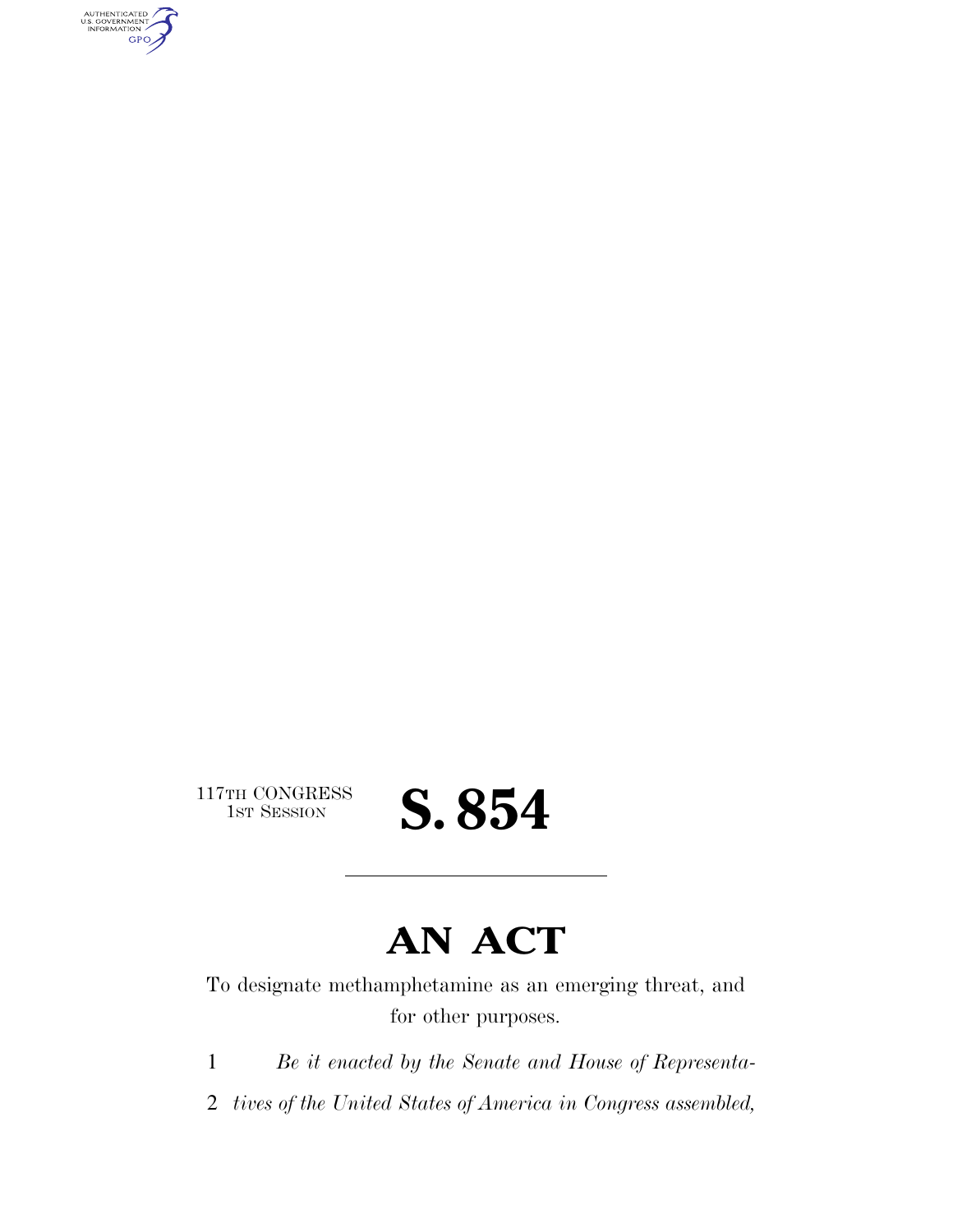117TH CONGRESS
1ST SESSION

# S. 854

# AN ACT

To designate methamphetamine as an emerging threat, and for other purposes.

1 *Be it enacted by the Senate and House of Representa-*
2 *tives of the United States of America in Congress assembled,*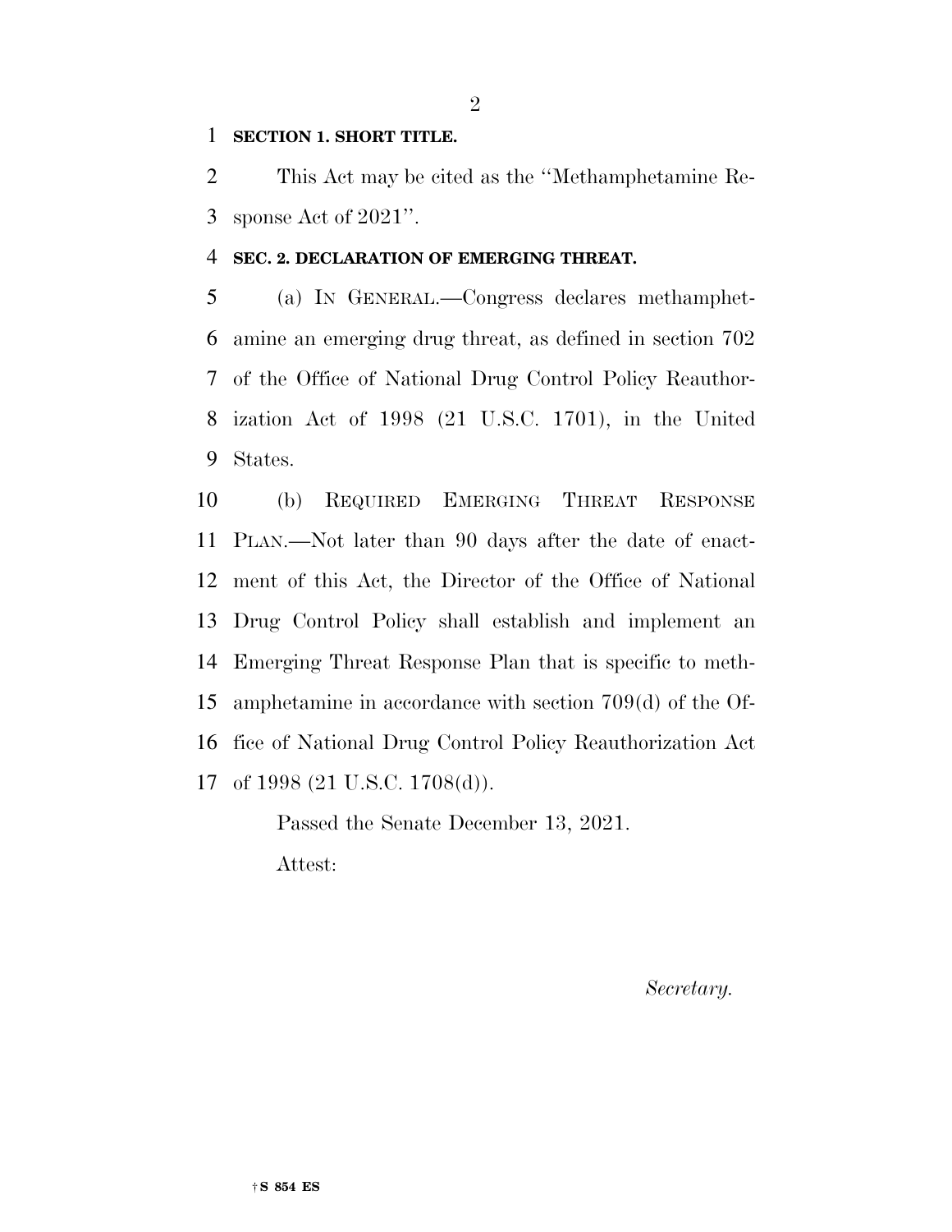**SECTION 1. SHORT TITLE.**

This Act may be cited as the ''Methamphetamine Response Act of 2021''.

**SEC. 2. DECLARATION OF EMERGING THREAT.**

(a) IN GENERAL.—Congress declares methamphetamine an emerging drug threat, as defined in section 702 of the Office of National Drug Control Policy Reauthorization Act of 1998 (21 U.S.C. 1701), in the United States.

(b) REQUIRED EMERGING THREAT RESPONSE PLAN.—Not later than 90 days after the date of enactment of this Act, the Director of the Office of National Drug Control Policy shall establish and implement an Emerging Threat Response Plan that is specific to methamphetamine in accordance with section 709(d) of the Office of National Drug Control Policy Reauthorization Act of 1998 (21 U.S.C. 1708(d)).

Passed the Senate December 13, 2021.

Attest:

*Secretary.*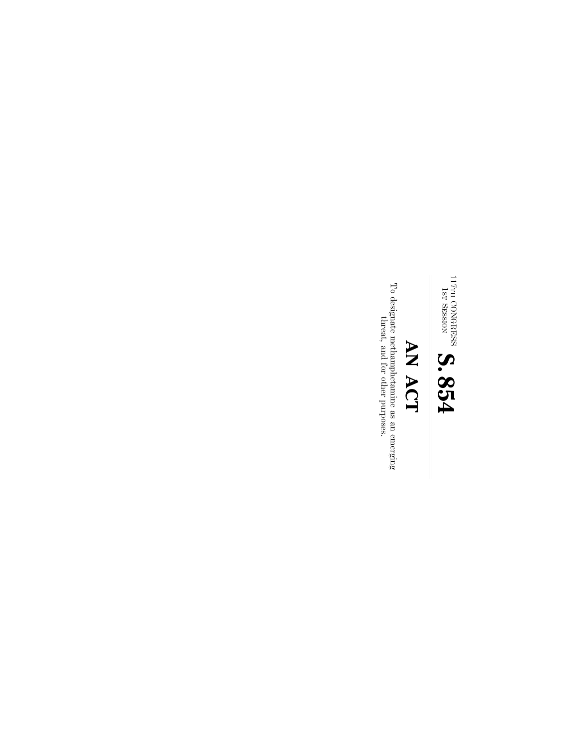117TH CONGRESS
1ST SESSION

# S. 854

---

# AN ACT

To designate methamphetamine as an emerging threat, and for other purposes.